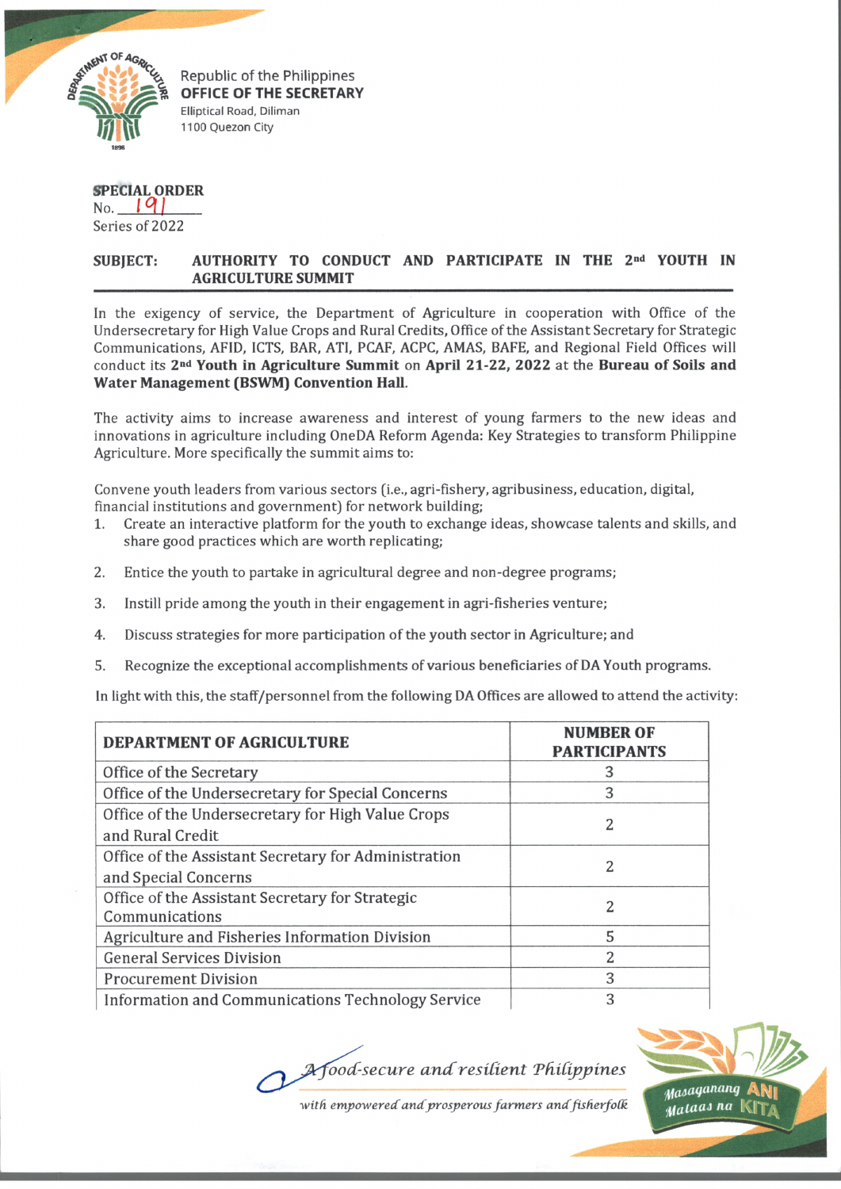Republic of the Philippines
**OFFICE OF THE SECRETARY**
Elliptical Road, Diliman
1100 Quezon City

**SPECIAL ORDER**
No. 191
Series of 2022

**SUBJECT: AUTHORITY TO CONDUCT AND PARTICIPATE IN THE 2nd YOUTH IN AGRICULTURE SUMMIT**

In the exigency of service, the Department of Agriculture in cooperation with Office of the Undersecretary for High Value Crops and Rural Credits, Office of the Assistant Secretary for Strategic Communications, AFID, ICTS, BAR, ATI, PCAF, ACPC, AMAS, BAFE, and Regional Field Offices will conduct its **2nd Youth in Agriculture Summit** on **April 21-22, 2022** at the **Bureau of Soils and Water Management (BSWM) Convention Hall**.

The activity aims to increase awareness and interest of young farmers to the new ideas and innovations in agriculture including OneDA Reform Agenda: Key Strategies to transform Philippine Agriculture. More specifically the summit aims to:

Convene youth leaders from various sectors (i.e., agri-fishery, agribusiness, education, digital, financial institutions and government) for network building;

1. Create an interactive platform for the youth to exchange ideas, showcase talents and skills, and share good practices which are worth replicating;
2. Entice the youth to partake in agricultural degree and non-degree programs;
3. Instill pride among the youth in their engagement in agri-fisheries venture;
4. Discuss strategies for more participation of the youth sector in Agriculture; and
5. Recognize the exceptional accomplishments of various beneficiaries of DA Youth programs.

In light with this, the staff/personnel from the following DA Offices are allowed to attend the activity:

| DEPARTMENT OF AGRICULTURE | NUMBER OF PARTICIPANTS |
|---|---|
| Office of the Secretary | 3 |
| Office of the Undersecretary for Special Concerns | 3 |
| Office of the Undersecretary for High Value Crops and Rural Credit | 2 |
| Office of the Assistant Secretary for Administration and Special Concerns | 2 |
| Office of the Assistant Secretary for Strategic Communications | 2 |
| Agriculture and Fisheries Information Division | 5 |
| General Services Division | 2 |
| Procurement Division | 3 |
| Information and Communications Technology Service | 3 |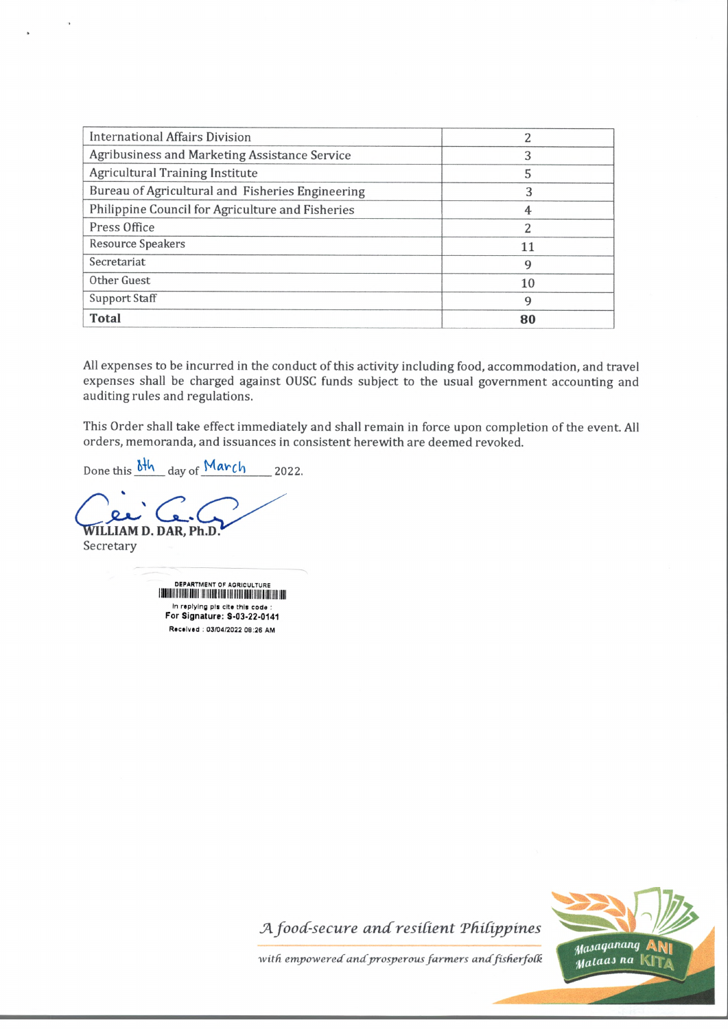| | |
|---|---|
| International Affairs Division | 2 |
| Agribusiness and Marketing Assistance Service | 3 |
| Agricultural Training Institute | 5 |
| Bureau of Agricultural and Fisheries Engineering | 3 |
| Philippine Council for Agriculture and Fisheries | 4 |
| Press Office | 2 |
| Resource Speakers | 11 |
| Secretariat | 9 |
| Other Guest | 10 |
| Support Staff | 9 |
| **Total** | **80** |

All expenses to be incurred in the conduct of this activity including food, accommodation, and travel expenses shall be charged against OUSC funds subject to the usual government accounting and auditing rules and regulations.

This Order shall take effect immediately and shall remain in force upon completion of the event. All orders, memoranda, and issuances in consistent herewith are deemed revoked.

Done this 8th day of March 2022.

**WILLIAM D. DAR, Ph.D.**
Secretary

DEPARTMENT OF AGRICULTURE
In replying pls cite this code :
For Signature: S-03-22-0141
Received : 03/04/2022 08:26 AM

*A food-secure and resilient Philippines*
*with empowered and prosperous farmers and fisherfolk*

Masaganang ANI Mataas na KITA